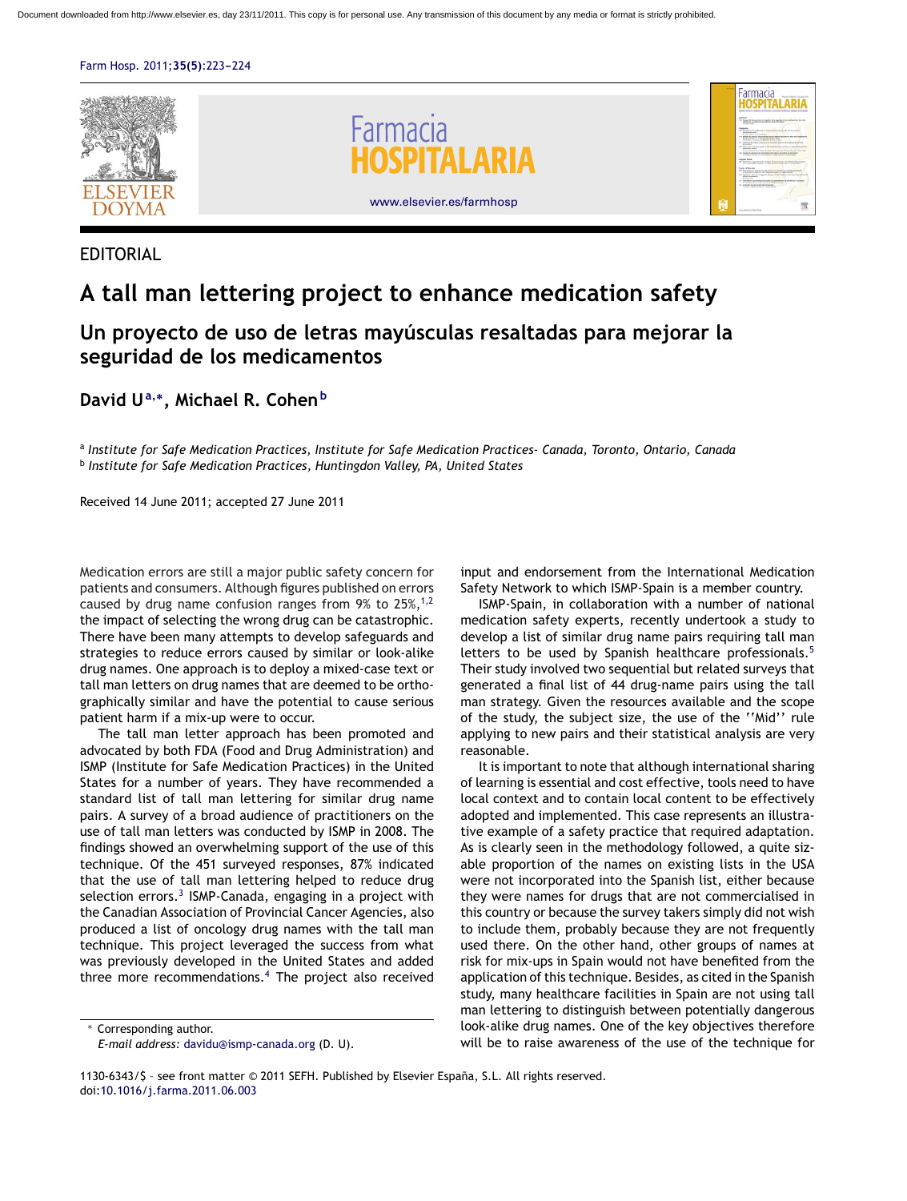EDITORIAL

# A tall man lettering project to enhance medication safety

## Un proyecto de uso de letras mayúsculas resaltadas para mejorar la seguridad de los medicamentos

**David U[a,*], Michael R. Cohen[b]**

[a] *Institute for Safe Medication Practices, Institute for Safe Medication Practices- Canada, Toronto, Ontario, Canada*
[b] *Institute for Safe Medication Practices, Huntingdon Valley, PA, United States*

Received 14 June 2011; accepted 27 June 2011

Medication errors are still a major public safety concern for patients and consumers. Although figures published on errors caused by drug name confusion ranges from 9% to 25%,[1,2] the impact of selecting the wrong drug can be catastrophic. There have been many attempts to develop safeguards and strategies to reduce errors caused by similar or look-alike drug names. One approach is to deploy a mixed-case text or tall man letters on drug names that are deemed to be orthographically similar and have the potential to cause serious patient harm if a mix-up were to occur.

The tall man letter approach has been promoted and advocated by both FDA (Food and Drug Administration) and ISMP (Institute for Safe Medication Practices) in the United States for a number of years. They have recommended a standard list of tall man lettering for similar drug name pairs. A survey of a broad audience of practitioners on the use of tall man letters was conducted by ISMP in 2008. The findings showed an overwhelming support of the use of this technique. Of the 451 surveyed responses, 87% indicated that the use of tall man lettering helped to reduce drug selection errors.[3] ISMP-Canada, engaging in a project with the Canadian Association of Provincial Cancer Agencies, also produced a list of oncology drug names with the tall man technique. This project leveraged the success from what was previously developed in the United States and added three more recommendations.[4] The project also received input and endorsement from the International Medication Safety Network to which ISMP-Spain is a member country.

ISMP-Spain, in collaboration with a number of national medication safety experts, recently undertook a study to develop a list of similar drug name pairs requiring tall man letters to be used by Spanish healthcare professionals.[5] Their study involved two sequential but related surveys that generated a final list of 44 drug-name pairs using the tall man strategy. Given the resources available and the scope of the study, the subject size, the use of the ''Mid'' rule applying to new pairs and their statistical analysis are very reasonable.

It is important to note that although international sharing of learning is essential and cost effective, tools need to have local context and to contain local content to be effectively adopted and implemented. This case represents an illustrative example of a safety practice that required adaptation. As is clearly seen in the methodology followed, a quite sizable proportion of the names on existing lists in the USA were not incorporated into the Spanish list, either because they were names for drugs that are not commercialised in this country or because the survey takers simply did not wish to include them, probably because they are not frequently used there. On the other hand, other groups of names at risk for mix-ups in Spain would not have benefited from the application of this technique. Besides, as cited in the Spanish study, many healthcare facilities in Spain are not using tall man lettering to distinguish between potentially dangerous look-alike drug names. One of the key objectives therefore will be to raise awareness of the use of the technique for

\* Corresponding author.
*E-mail address:* davidu@ismp-canada.org (D. U).

1130-6343/$ – see front matter © 2011 SEFH. Published by Elsevier España, S.L. All rights reserved.
doi:10.1016/j.farma.2011.06.003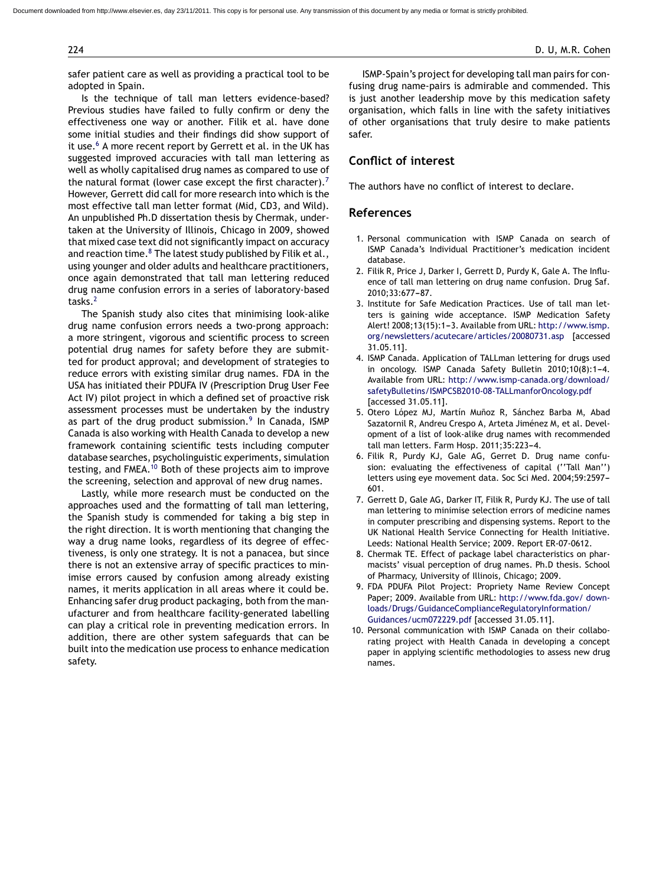safer patient care as well as providing a practical tool to be adopted in Spain.

Is the technique of tall man letters evidence-based? Previous studies have failed to fully confirm or deny the effectiveness one way or another. Filik et al. have done some initial studies and their findings did show support of it use.[6] A more recent report by Gerrett et al. in the UK has suggested improved accuracies with tall man lettering as well as wholly capitalised drug names as compared to use of the natural format (lower case except the first character).[7] However, Gerrett did call for more research into which is the most effective tall man letter format (Mid, CD3, and Wild). An unpublished Ph.D dissertation thesis by Chermak, undertaken at the University of Illinois, Chicago in 2009, showed that mixed case text did not significantly impact on accuracy and reaction time.[8] The latest study published by Filik et al., using younger and older adults and healthcare practitioners, once again demonstrated that tall man lettering reduced drug name confusion errors in a series of laboratory-based tasks.[2]

The Spanish study also cites that minimising look-alike drug name confusion errors needs a two-prong approach: a more stringent, vigorous and scientific process to screen potential drug names for safety before they are submitted for product approval; and development of strategies to reduce errors with existing similar drug names. FDA in the USA has initiated their PDUFA IV (Prescription Drug User Fee Act IV) pilot project in which a defined set of proactive risk assessment processes must be undertaken by the industry as part of the drug product submission.[9] In Canada, ISMP Canada is also working with Health Canada to develop a new framework containing scientific tests including computer database searches, psycholinguistic experiments, simulation testing, and FMEA.[10] Both of these projects aim to improve the screening, selection and approval of new drug names.

Lastly, while more research must be conducted on the approaches used and the formatting of tall man lettering, the Spanish study is commended for taking a big step in the right direction. It is worth mentioning that changing the way a drug name looks, regardless of its degree of effectiveness, is only one strategy. It is not a panacea, but since there is not an extensive array of specific practices to minimise errors caused by confusion among already existing names, it merits application in all areas where it could be. Enhancing safer drug product packaging, both from the manufacturer and from healthcare facility-generated labelling can play a critical role in preventing medication errors. In addition, there are other system safeguards that can be built into the medication use process to enhance medication safety.

ISMP-Spain's project for developing tall man pairs for confusing drug name-pairs is admirable and commended. This is just another leadership move by this medication safety organisation, which falls in line with the safety initiatives of other organisations that truly desire to make patients safer.

## Conflict of interest

The authors have no conflict of interest to declare.

## References

1. Personal communication with ISMP Canada on search of ISMP Canada's Individual Practitioner's medication incident database.
2. Filik R, Price J, Darker I, Gerrett D, Purdy K, Gale A. The Influence of tall man lettering on drug name confusion. Drug Saf. 2010;33:677–87.
3. Institute for Safe Medication Practices. Use of tall man letters is gaining wide acceptance. ISMP Medication Safety Alert! 2008;13(15):1–3. Available from URL: http://www.ismp.org/newsletters/acutecare/articles/20080731.asp [accessed 31.05.11].
4. ISMP Canada. Application of TALLman lettering for drugs used in oncology. ISMP Canada Safety Bulletin 2010;10(8):1–4. Available from URL: http://www.ismp-canada.org/download/safetyBulletins/ISMPCSB2010-08-TALLmanforOncology.pdf [accessed 31.05.11].
5. Otero López MJ, Martín Muñoz R, Sánchez Barba M, Abad Sazatornil R, Andreu Crespo A, Arteta Jiménez M, et al. Development of a list of look-alike drug names with recommended tall man letters. Farm Hosp. 2011;35:223–4.
6. Filik R, Purdy KJ, Gale AG, Gerret D. Drug name confusion: evaluating the effectiveness of capital (''Tall Man'') letters using eye movement data. Soc Sci Med. 2004;59:2597–601.
7. Gerrett D, Gale AG, Darker IT, Filik R, Purdy KJ. The use of tall man lettering to minimise selection errors of medicine names in computer prescribing and dispensing systems. Report to the UK National Health Service Connecting for Health Initiative. Leeds: National Health Service; 2009. Report ER-07-0612.
8. Chermak TE. Effect of package label characteristics on pharmacists' visual perception of drug names. Ph.D thesis. School of Pharmacy, University of Illinois, Chicago; 2009.
9. FDA PDUFA Pilot Project: Propriety Name Review Concept Paper; 2009. Available from URL: http://www.fda.gov/ downloads/Drugs/GuidanceComplianceRegulatoryInformation/Guidances/ucm072229.pdf [accessed 31.05.11].
10. Personal communication with ISMP Canada on their collaborating project with Health Canada in developing a concept paper in applying scientific methodologies to assess new drug names.